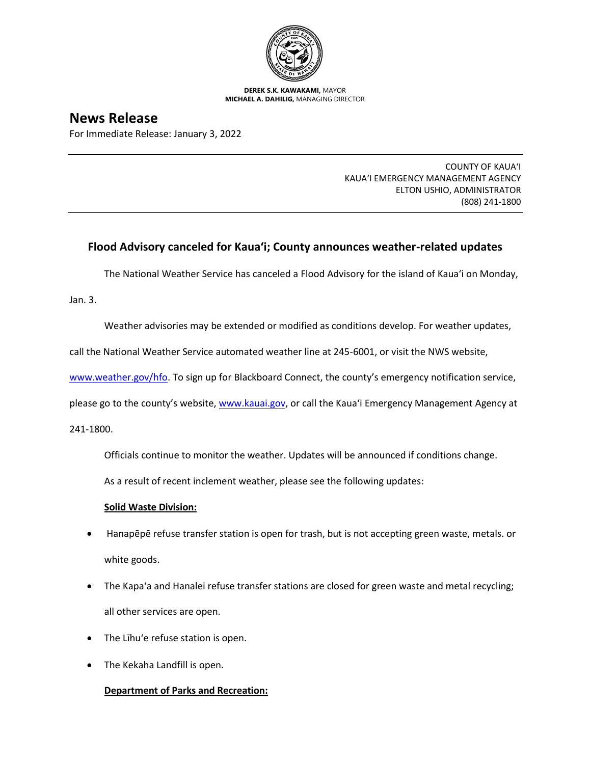**DEREK S.K. KAWAKAMI,** MAYOR
**MICHAEL A. DAHILIG,** MANAGING DIRECTOR

# News Release

For Immediate Release: January 3, 2022

---

COUNTY OF KAUAʻI
KAUAʻI EMERGENCY MANAGEMENT AGENCY
ELTON USHIO, ADMINISTRATOR
(808) 241-1800

---

## Flood Advisory canceled for Kauaʻi; County announces weather-related updates

The National Weather Service has canceled a Flood Advisory for the island of Kauaʻi on Monday, Jan. 3.

Weather advisories may be extended or modified as conditions develop. For weather updates, call the National Weather Service automated weather line at 245-6001, or visit the NWS website, www.weather.gov/hfo. To sign up for Blackboard Connect, the county's emergency notification service, please go to the county's website, www.kauai.gov, or call the Kauaʻi Emergency Management Agency at 241-1800.

Officials continue to monitor the weather. Updates will be announced if conditions change.

As a result of recent inclement weather, please see the following updates:

**Solid Waste Division:**

- Hanapēpē refuse transfer station is open for trash, but is not accepting green waste, metals. or white goods.
- The Kapaʻa and Hanalei refuse transfer stations are closed for green waste and metal recycling; all other services are open.
- The Līhuʻe refuse station is open.
- The Kekaha Landfill is open.

**Department of Parks and Recreation:**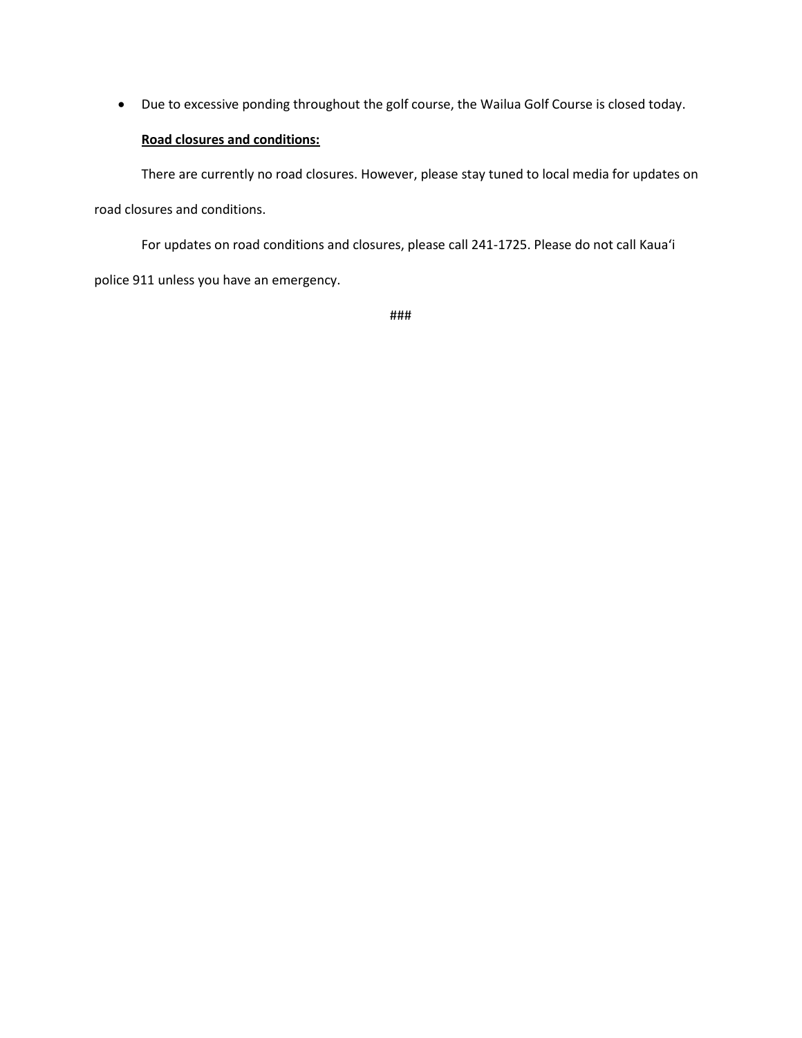- Due to excessive ponding throughout the golf course, the Wailua Golf Course is closed today.

**Road closures and conditions:**

There are currently no road closures. However, please stay tuned to local media for updates on road closures and conditions.

For updates on road conditions and closures, please call 241-1725. Please do not call Kauaʻi police 911 unless you have an emergency.

###